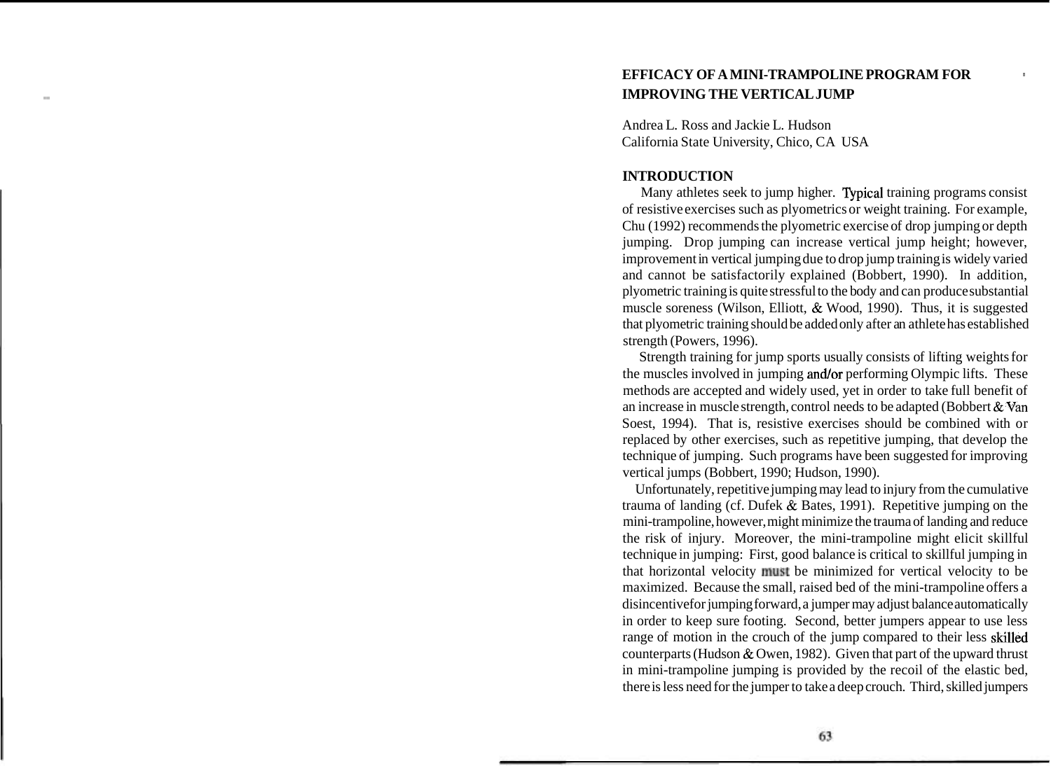# EFFICACY OF A MINI-TRAMPOLINE PROGRAM FOR IMPROVING THE VERTICAL JUMP

Andrea L. Ross and Jackie L. Hudson
California State University, Chico, CA USA

## INTRODUCTION

Many athletes seek to jump higher. Typical training programs consist of resistive exercises such as plyometrics or weight training. For example, Chu (1992) recommends the plyometric exercise of drop jumping or depth jumping. Drop jumping can increase vertical jump height; however, improvement in vertical jumping due to drop jump training is widely varied and cannot be satisfactorily explained (Bobbert, 1990). In addition, plyometric training is quite stressful to the body and can produce substantial muscle soreness (Wilson, Elliott, & Wood, 1990). Thus, it is suggested that plyometric training should be added only after an athlete has established strength (Powers, 1996).

Strength training for jump sports usually consists of lifting weights for the muscles involved in jumping and/or performing Olympic lifts. These methods are accepted and widely used, yet in order to take full benefit of an increase in muscle strength, control needs to be adapted (Bobbert & Van Soest, 1994). That is, resistive exercises should be combined with or replaced by other exercises, such as repetitive jumping, that develop the technique of jumping. Such programs have been suggested for improving vertical jumps (Bobbert, 1990; Hudson, 1990).

Unfortunately, repetitive jumping may lead to injury from the cumulative trauma of landing (cf. Dufek & Bates, 1991). Repetitive jumping on the mini-trampoline, however, might minimize the trauma of landing and reduce the risk of injury. Moreover, the mini-trampoline might elicit skillful technique in jumping: First, good balance is critical to skillful jumping in that horizontal velocity must be minimized for vertical velocity to be maximized. Because the small, raised bed of the mini-trampoline offers a disincentive for jumping forward, a jumper may adjust balance automatically in order to keep sure footing. Second, better jumpers appear to use less range of motion in the crouch of the jump compared to their less skilled counterparts (Hudson & Owen, 1982). Given that part of the upward thrust in mini-trampoline jumping is provided by the recoil of the elastic bed, there is less need for the jumper to take a deep crouch. Third, skilled jumpers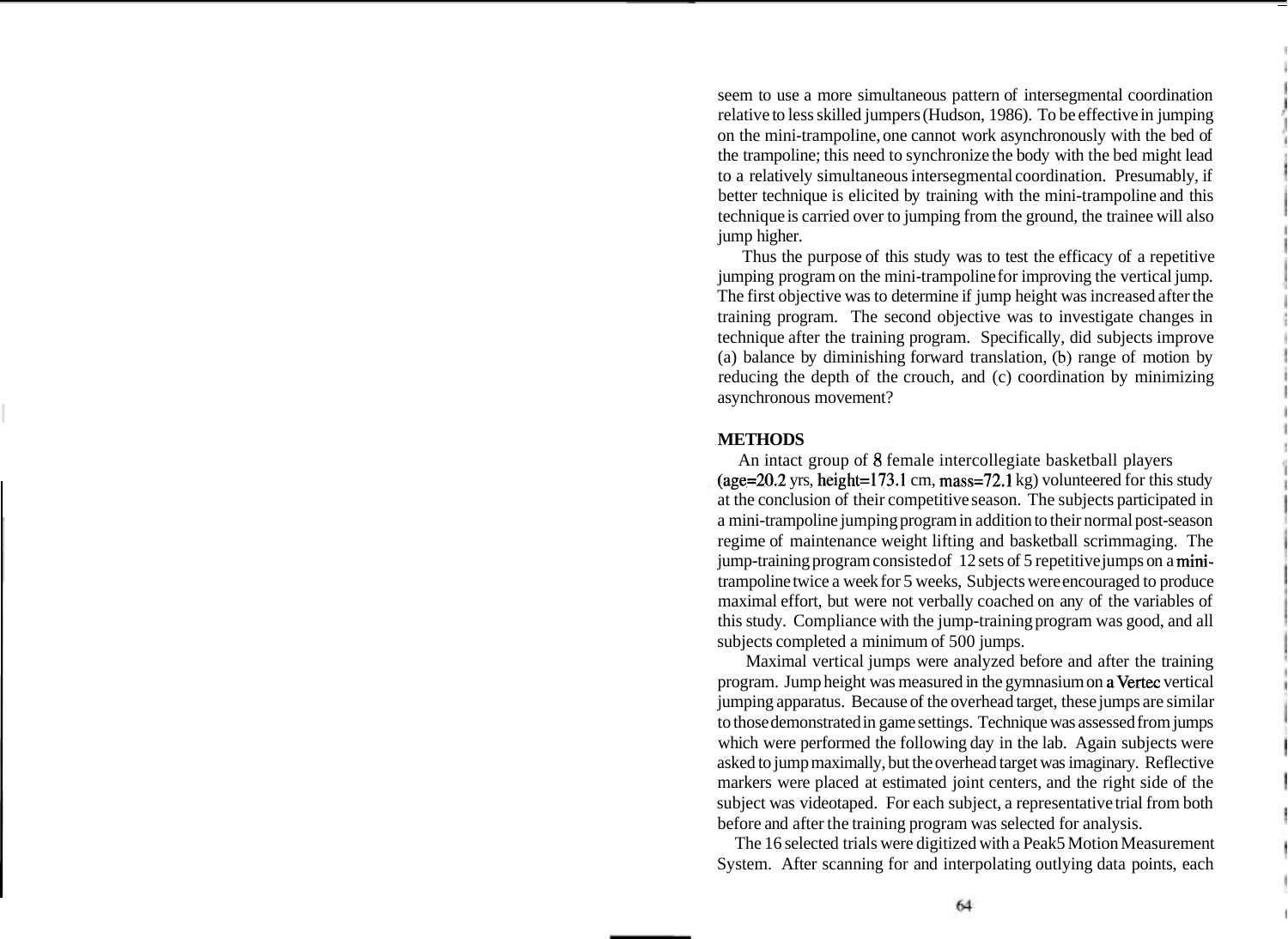seem to use a more simultaneous pattern of intersegmental coordination relative to less skilled jumpers (Hudson, 1986). To be effective in jumping on the mini-trampoline, one cannot work asynchronously with the bed of the trampoline; this need to synchronize the body with the bed might lead to a relatively simultaneous intersegmental coordination. Presumably, if better technique is elicited by training with the mini-trampoline and this technique is carried over to jumping from the ground, the trainee will also jump higher.

Thus the purpose of this study was to test the efficacy of a repetitive jumping program on the mini-trampoline for improving the vertical jump. The first objective was to determine if jump height was increased after the training program. The second objective was to investigate changes in technique after the training program. Specifically, did subjects improve (a) balance by diminishing forward translation, (b) range of motion by reducing the depth of the crouch, and (c) coordination by minimizing asynchronous movement?

## METHODS

An intact group of 8 female intercollegiate basketball players (age=20.2 yrs, height=173.1 cm, mass=72.1 kg) volunteered for this study at the conclusion of their competitive season. The subjects participated in a mini-trampoline jumping program in addition to their normal post-season regime of maintenance weight lifting and basketball scrimmaging. The jump-training program consisted of 12 sets of 5 repetitive jumps on a mini-trampoline twice a week for 5 weeks, Subjects were encouraged to produce maximal effort, but were not verbally coached on any of the variables of this study. Compliance with the jump-training program was good, and all subjects completed a minimum of 500 jumps.

Maximal vertical jumps were analyzed before and after the training program. Jump height was measured in the gymnasium on a Vertec vertical jumping apparatus. Because of the overhead target, these jumps are similar to those demonstrated in game settings. Technique was assessed from jumps which were performed the following day in the lab. Again subjects were asked to jump maximally, but the overhead target was imaginary. Reflective markers were placed at estimated joint centers, and the right side of the subject was videotaped. For each subject, a representative trial from both before and after the training program was selected for analysis.

The 16 selected trials were digitized with a Peak5 Motion Measurement System. After scanning for and interpolating outlying data points, each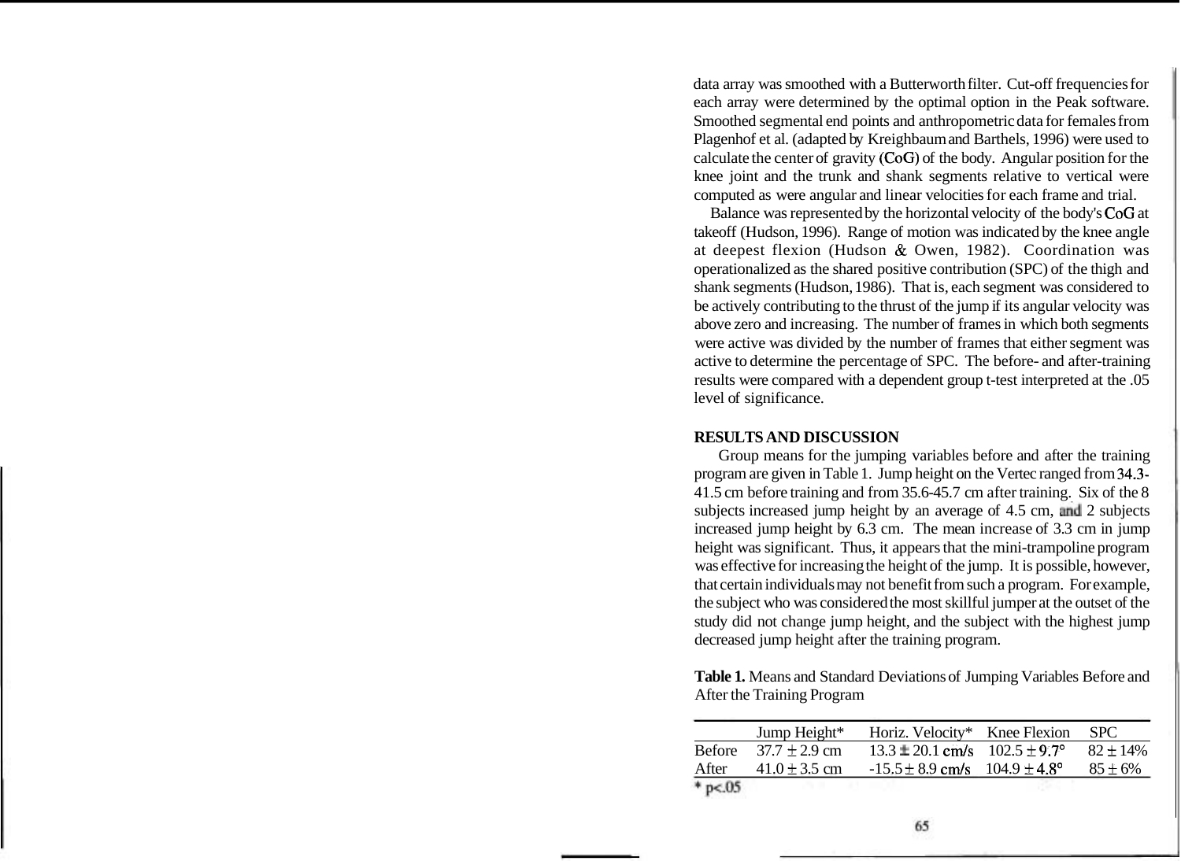data array was smoothed with a Butterworth filter. Cut-off frequencies for each array were determined by the optimal option in the Peak software. Smoothed segmental end points and anthropometric data for females from Plagenhof et al. (adapted by Kreighbaum and Barthels, 1996) were used to calculate the center of gravity (CoG) of the body. Angular position for the knee joint and the trunk and shank segments relative to vertical were computed as were angular and linear velocities for each frame and trial.

Balance was represented by the horizontal velocity of the body's CoG at takeoff (Hudson, 1996). Range of motion was indicated by the knee angle at deepest flexion (Hudson & Owen, 1982). Coordination was operationalized as the shared positive contribution (SPC) of the thigh and shank segments (Hudson, 1986). That is, each segment was considered to be actively contributing to the thrust of the jump if its angular velocity was above zero and increasing. The number of frames in which both segments were active was divided by the number of frames that either segment was active to determine the percentage of SPC. The before- and after-training results were compared with a dependent group t-test interpreted at the .05 level of significance.

## RESULTS AND DISCUSSION

Group means for the jumping variables before and after the training program are given in Table 1. Jump height on the Vertec ranged from 34.3-41.5 cm before training and from 35.6-45.7 cm after training. Six of the 8 subjects increased jump height by an average of 4.5 cm, and 2 subjects increased jump height by 6.3 cm. The mean increase of 3.3 cm in jump height was significant. Thus, it appears that the mini-trampoline program was effective for increasing the height of the jump. It is possible, however, that certain individuals may not benefit from such a program. For example, the subject who was considered the most skillful jumper at the outset of the study did not change jump height, and the subject with the highest jump decreased jump height after the training program.

**Table 1.** Means and Standard Deviations of Jumping Variables Before and After the Training Program

| | Jump Height* | Horiz. Velocity* | Knee Flexion | SPC |
|---|---|---|---|---|
| Before | $37.7 \pm 2.9$ cm | $13.3 \pm 20.1$ cm/s | $102.5 \pm 9.7°$ | $82 \pm 14\%$ |
| After | $41.0 \pm 3.5$ cm | $-15.5 \pm 8.9$ cm/s | $104.9 \pm 4.8°$ | $85 \pm 6\%$ |

\* $p<.05$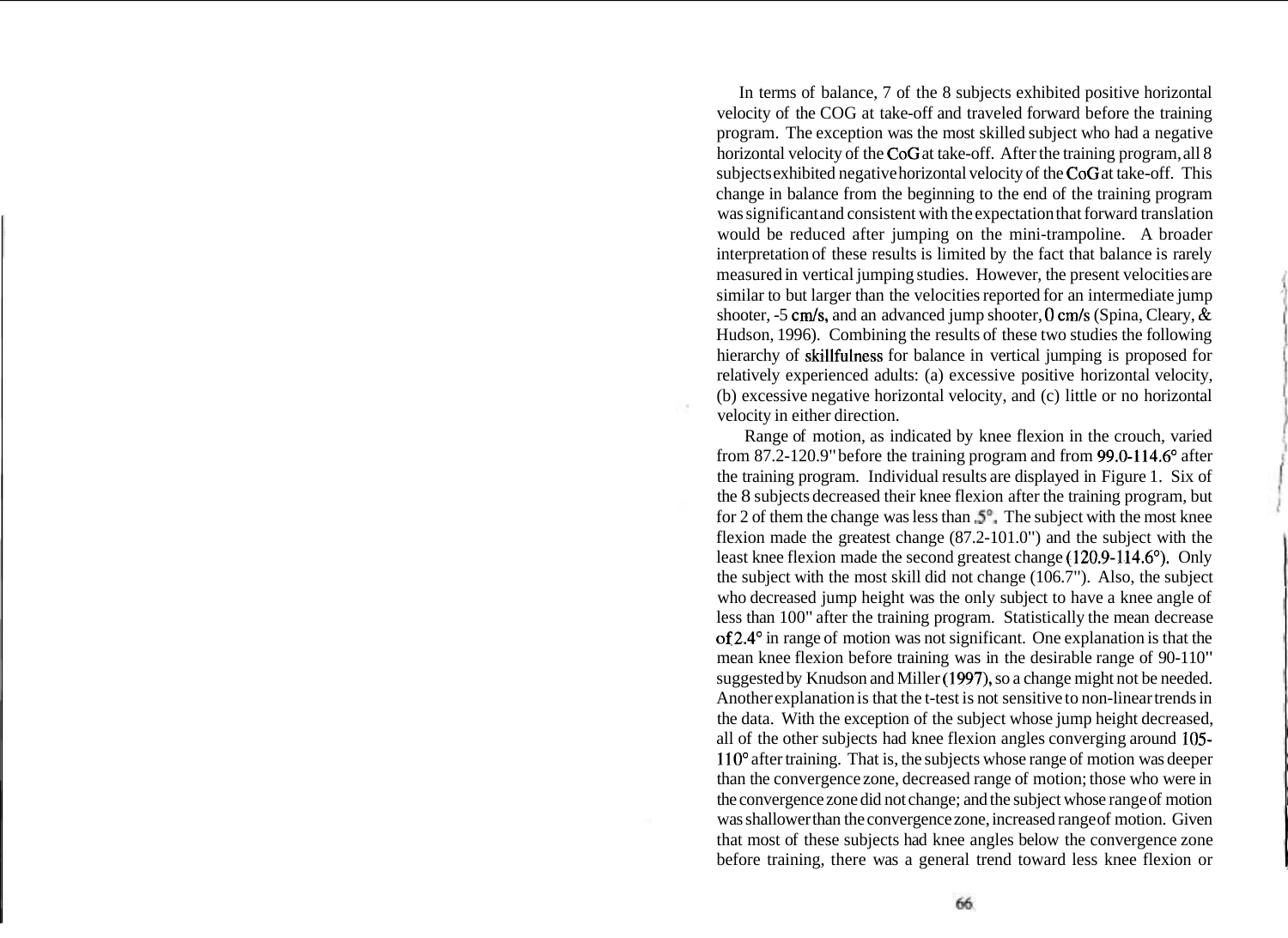In terms of balance, 7 of the 8 subjects exhibited positive horizontal velocity of the COG at take-off and traveled forward before the training program. The exception was the most skilled subject who had a negative horizontal velocity of the CoG at take-off. After the training program, all 8 subjects exhibited negative horizontal velocity of the CoG at take-off. This change in balance from the beginning to the end of the training program was significant and consistent with the expectation that forward translation would be reduced after jumping on the mini-trampoline. A broader interpretation of these results is limited by the fact that balance is rarely measured in vertical jumping studies. However, the present velocities are similar to but larger than the velocities reported for an intermediate jump shooter, -5 cm/s, and an advanced jump shooter, 0 cm/s (Spina, Cleary, & Hudson, 1996). Combining the results of these two studies the following hierarchy of skillfulness for balance in vertical jumping is proposed for relatively experienced adults: (a) excessive positive horizontal velocity, (b) excessive negative horizontal velocity, and (c) little or no horizontal velocity in either direction.

Range of motion, as indicated by knee flexion in the crouch, varied from 87.2-120.9" before the training program and from 99.0-114.6° after the training program. Individual results are displayed in Figure 1. Six of the 8 subjects decreased their knee flexion after the training program, but for 2 of them the change was less than .5°. The subject with the most knee flexion made the greatest change (87.2-101.0") and the subject with the least knee flexion made the second greatest change (120.9-114.6°). Only the subject with the most skill did not change (106.7"). Also, the subject who decreased jump height was the only subject to have a knee angle of less than 100" after the training program. Statistically the mean decrease of 2.4° in range of motion was not significant. One explanation is that the mean knee flexion before training was in the desirable range of 90-110" suggested by Knudson and Miller (1997), so a change might not be needed. Another explanation is that the t-test is not sensitive to non-linear trends in the data. With the exception of the subject whose jump height decreased, all of the other subjects had knee flexion angles converging around 105-110° after training. That is, the subjects whose range of motion was deeper than the convergence zone, decreased range of motion; those who were in the convergence zone did not change; and the subject whose range of motion was shallower than the convergence zone, increased range of motion. Given that most of these subjects had knee angles below the convergence zone before training, there was a general trend toward less knee flexion or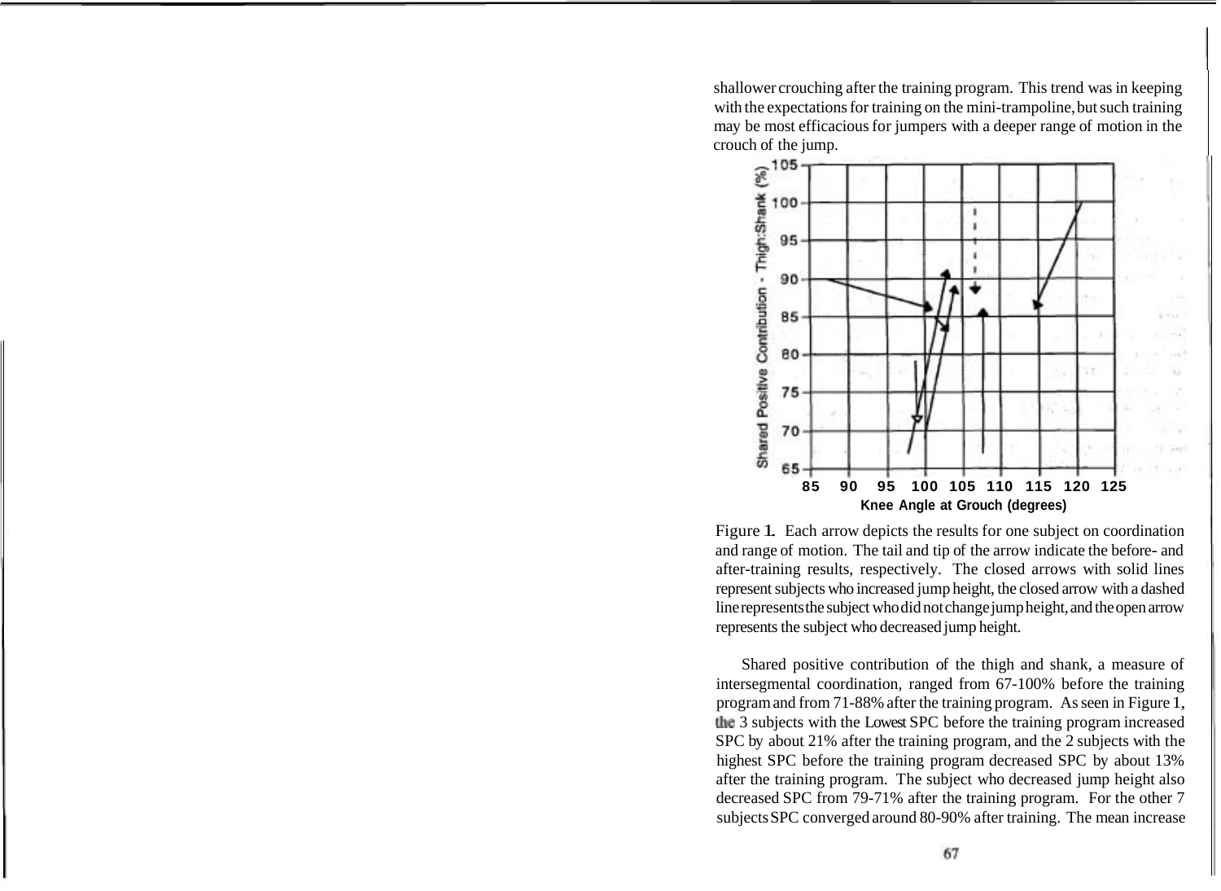shallower crouching after the training program. This trend was in keeping with the expectations for training on the mini-trampoline, but such training may be most efficacious for jumpers with a deeper range of motion in the crouch of the jump.

Figure 1. Each arrow depicts the results for one subject on coordination and range of motion. The tail and tip of the arrow indicate the before- and after-training results, respectively. The closed arrows with solid lines represent subjects who increased jump height, the closed arrow with a dashed line represents the subject who did not change jump height, and the open arrow represents the subject who decreased jump height.

Shared positive contribution of the thigh and shank, a measure of intersegmental coordination, ranged from 67-100% before the training program and from 71-88% after the training program. As seen in Figure 1, the 3 subjects with the Lowest SPC before the training program increased SPC by about 21% after the training program, and the 2 subjects with the highest SPC before the training program decreased SPC by about 13% after the training program. The subject who decreased jump height also decreased SPC from 79-71% after the training program. For the other 7 subjects SPC converged around 80-90% after training. The mean increase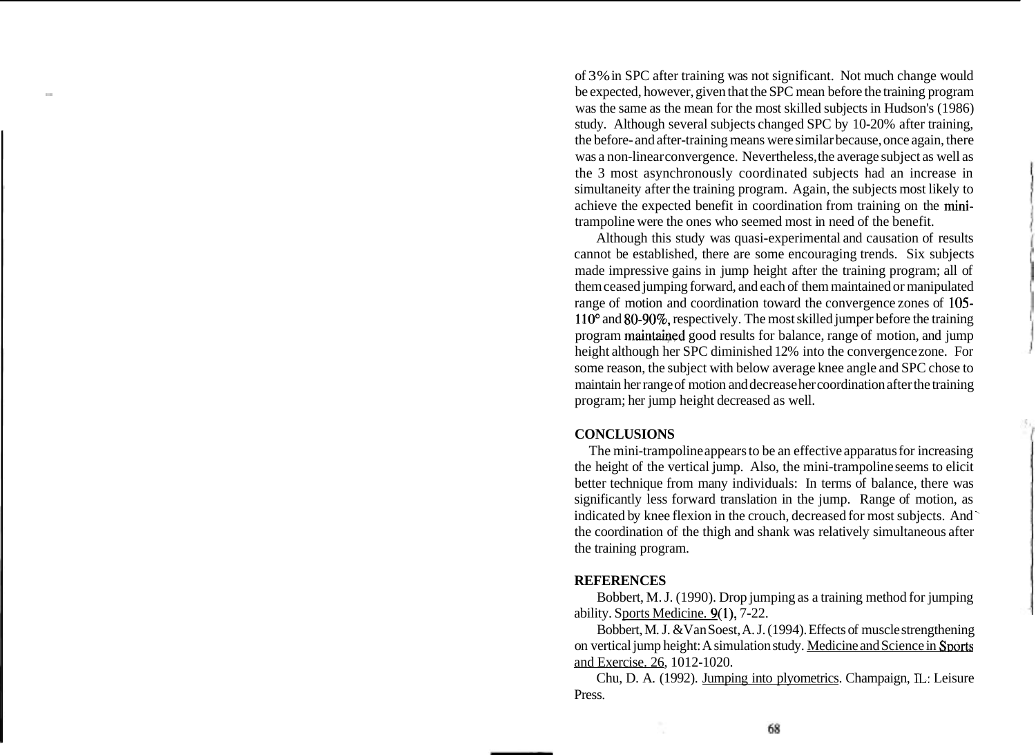of 3% in SPC after training was not significant. Not much change would be expected, however, given that the SPC mean before the training program was the same as the mean for the most skilled subjects in Hudson's (1986) study. Although several subjects changed SPC by 10-20% after training, the before- and after-training means were similar because, once again, there was a non-linear convergence. Nevertheless, the average subject as well as the 3 most asynchronously coordinated subjects had an increase in simultaneity after the training program. Again, the subjects most likely to achieve the expected benefit in coordination from training on the mini-trampoline were the ones who seemed most in need of the benefit.

Although this study was quasi-experimental and causation of results cannot be established, there are some encouraging trends. Six subjects made impressive gains in jump height after the training program; all of them ceased jumping forward, and each of them maintained or manipulated range of motion and coordination toward the convergence zones of 105-110° and 80-90%, respectively. The most skilled jumper before the training program maintained good results for balance, range of motion, and jump height although her SPC diminished 12% into the convergence zone. For some reason, the subject with below average knee angle and SPC chose to maintain her range of motion and decrease her coordination after the training program; her jump height decreased as well.

## CONCLUSIONS

The mini-trampoline appears to be an effective apparatus for increasing the height of the vertical jump. Also, the mini-trampoline seems to elicit better technique from many individuals: In terms of balance, there was significantly less forward translation in the jump. Range of motion, as indicated by knee flexion in the crouch, decreased for most subjects. And the coordination of the thigh and shank was relatively simultaneous after the training program.

## REFERENCES

Bobbert, M. J. (1990). Drop jumping as a training method for jumping ability. Sports Medicine. 9(1), 7-22.

Bobbert, M. J. & Van Soest, A. J. (1994). Effects of muscle strengthening on vertical jump height: A simulation study. Medicine and Science in Sports and Exercise. 26, 1012-1020.

Chu, D. A. (1992). Jumping into plyometrics. Champaign, IL: Leisure Press.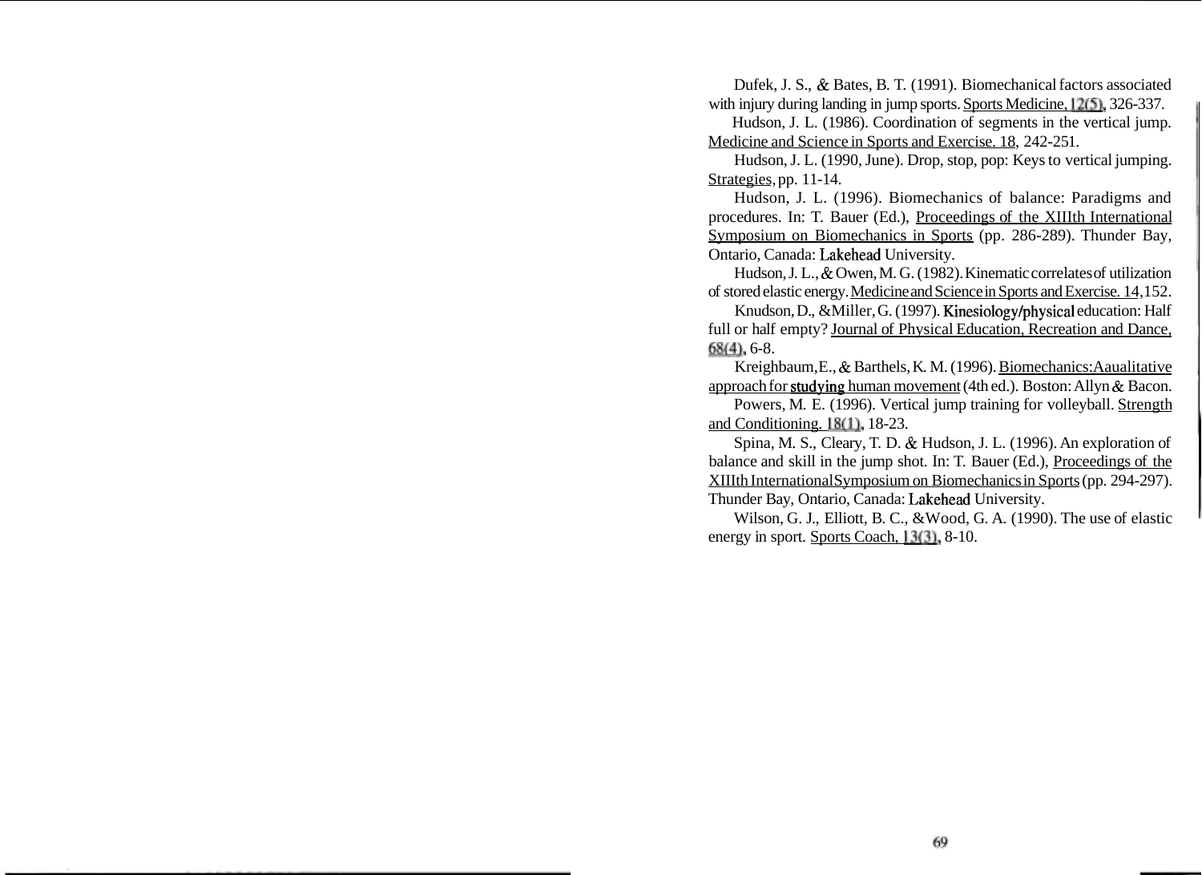Dufek, J. S., & Bates, B. T. (1991). Biomechanical factors associated with injury during landing in jump sports. Sports Medicine, 12(5), 326-337.

Hudson, J. L. (1986). Coordination of segments in the vertical jump. Medicine and Science in Sports and Exercise. 18, 242-251.

Hudson, J. L. (1990, June). Drop, stop, pop: Keys to vertical jumping. Strategies, pp. 11-14.

Hudson, J. L. (1996). Biomechanics of balance: Paradigms and procedures. In: T. Bauer (Ed.), Proceedings of the XIIIth International Symposium on Biomechanics in Sports (pp. 286-289). Thunder Bay, Ontario, Canada: Lakehead University.

Hudson, J. L., & Owen, M. G. (1982). Kinematic correlates of utilization of stored elastic energy. Medicine and Science in Sports and Exercise. 14, 152.

Knudson, D., & Miller, G. (1997). Kinesiology/physical education: Half full or half empty? Journal of Physical Education, Recreation and Dance, 68(4), 6-8.

Kreighbaum, E., & Barthels, K. M. (1996). Biomechanics: Aaualitative approach for studying human movement (4th ed.). Boston: Allyn & Bacon.

Powers, M. E. (1996). Vertical jump training for volleyball. Strength and Conditioning. 18(1), 18-23.

Spina, M. S., Cleary, T. D. & Hudson, J. L. (1996). An exploration of balance and skill in the jump shot. In: T. Bauer (Ed.), Proceedings of the XIIIth International Symposium on Biomechanics in Sports (pp. 294-297). Thunder Bay, Ontario, Canada: Lakehead University.

Wilson, G. J., Elliott, B. C., & Wood, G. A. (1990). The use of elastic energy in sport. Sports Coach, 13(3), 8-10.